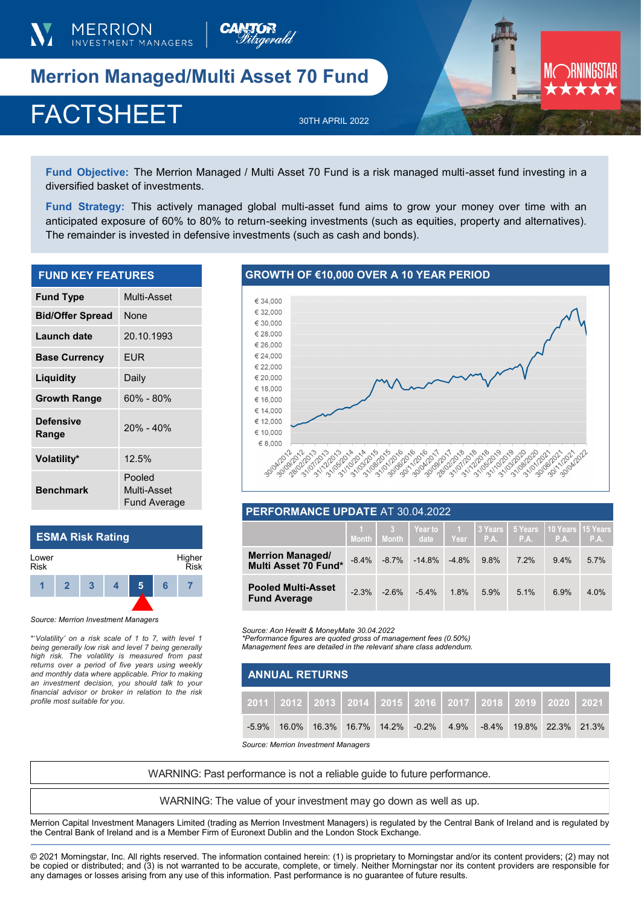MERRION INVESTMENT MANAGERS | Cantor Fitzgerald

# Merrion Managed/Multi Asset 70 Fund

# FACTSHEET

30TH APRIL 2022

MORNINGSTAR ★★★★★

**Fund Objective:** The Merrion Managed / Multi Asset 70 Fund is a risk managed multi-asset fund investing in a diversified basket of investments.

**Fund Strategy:** This actively managed global multi-asset fund aims to grow your money over time with an anticipated exposure of 60% to 80% to return-seeking investments (such as equities, property and alternatives). The remainder is invested in defensive investments (such as cash and bonds).

## FUND KEY FEATURES

| | |
|---|---|
| **Fund Type** | Multi-Asset |
| **Bid/Offer Spread** | None |
| **Launch date** | 20.10.1993 |
| **Base Currency** | EUR |
| **Liquidity** | Daily |
| **Growth Range** | 60% - 80% |
| **Defensive Range** | 20% - 40% |
| **Volatility*** | 12.5% |
| **Benchmark** | Pooled Multi-Asset Fund Average |

## ESMA Risk Rating

Lower Risk — Higher Risk

| 1 | 2 | 3 | 4 | **5** | 6 | 7 |
|---|---|---|---|---|---|---|

*Source: Merrion Investment Managers*

*\*'Volatility' on a risk scale of 1 to 7, with level 1 being generally low risk and level 7 being generally high risk. The volatility is measured from past returns over a period of five years using weekly and monthly data where applicable. Prior to making an investment decision, you should talk to your financial advisor or broker in relation to the risk profile most suitable for you.*

## GROWTH OF €10,000 OVER A 10 YEAR PERIOD

## PERFORMANCE UPDATE AT 30.04.2022

| | 1 Month | 3 Month | Year to date | 1 Year | 3 Years P.A. | 5 Years P.A. | 10 Years P.A. | 15 Years P.A. |
|---|---|---|---|---|---|---|---|---|
| **Merrion Managed/ Multi Asset 70 Fund*** | -8.4% | -8.7% | -14.8% | -4.8% | 9.8% | 7.2% | 9.4% | 5.7% |
| **Pooled Multi-Asset Fund Average** | -2.3% | -2.6% | -5.4% | 1.8% | 5.9% | 5.1% | 6.9% | 4.0% |

*Source: Aon Hewitt & MoneyMate 30.04.2022*
*\*Performance figures are quoted gross of management fees (0.50%)*
*Management fees are detailed in the relevant share class addendum.*

## ANNUAL RETURNS

| 2011 | 2012 | 2013 | 2014 | 2015 | 2016 | 2017 | 2018 | 2019 | 2020 | 2021 |
|---|---|---|---|---|---|---|---|---|---|---|
| -5.9% | 16.0% | 16.3% | 16.7% | 14.2% | -0.2% | 4.9% | -8.4% | 19.8% | 22.3% | 21.3% |

*Source: Merrion Investment Managers*

WARNING: Past performance is not a reliable guide to future performance.

WARNING: The value of your investment may go down as well as up.

Merrion Capital Investment Managers Limited (trading as Merrion Investment Managers) is regulated by the Central Bank of Ireland and is regulated by the Central Bank of Ireland and is a Member Firm of Euronext Dublin and the London Stock Exchange.

© 2021 Morningstar, Inc. All rights reserved. The information contained herein: (1) is proprietary to Morningstar and/or its content providers; (2) may not be copied or distributed; and (3) is not warranted to be accurate, complete, or timely. Neither Morningstar nor its content providers are responsible for any damages or losses arising from any use of this information. Past performance is no guarantee of future results.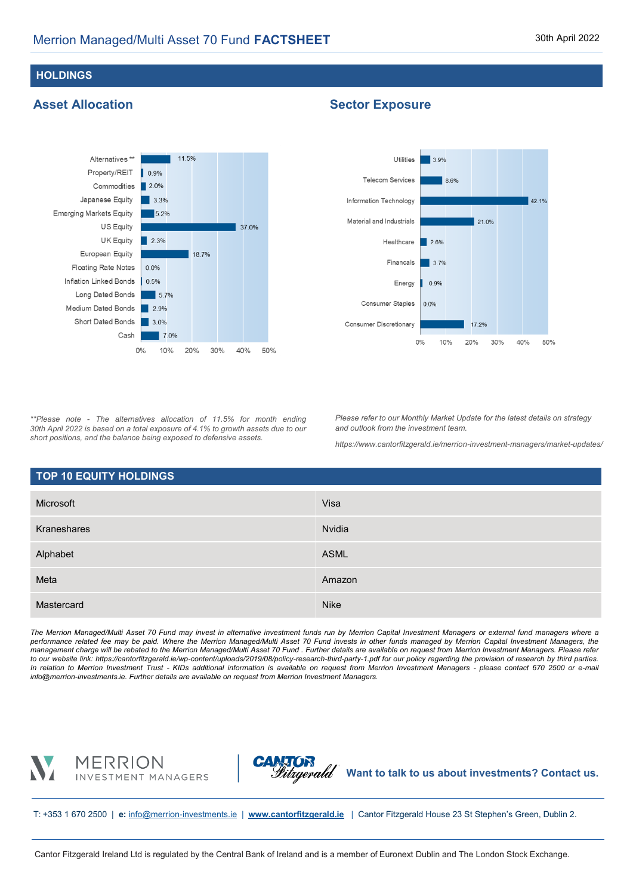# Merrion Managed/Multi Asset 70 Fund **FACTSHEET**

30th April 2022

## HOLDINGS

### Asset Allocation

Alternatives ** 11.5%
Property/REIT 0.9%
Commodities 2.0%
Japanese Equity 3.3%
Emerging Markets Equity 5.2%
US Equity 37.0%
UK Equity 2.3%
European Equity 18.7%
Floating Rate Notes 0.0%
Inflation Linked Bonds 0.5%
Long Dated Bonds 5.7%
Medium Dated Bonds 2.9%
Short Dated Bonds 3.0%
Cash 7.0%

0% 10% 20% 30% 40% 50%

*\*\*Please note - The alternatives allocation of 11.5% for month ending 30th April 2022 is based on a total exposure of 4.1% to growth assets due to our short positions, and the balance being exposed to defensive assets.*

### Sector Exposure

Utilities 3.9%
Telecom Services 8.6%
Information Technology 42.1%
Material and Industrials 21.0%
Healthcare 2.6%
Financials 3.7%
Energy 0.9%
Consumer Staples 0.0%
Consumer Discretionary 17.2%

0% 10% 20% 30% 40% 50%

*Please refer to our Monthly Market Update for the latest details on strategy and outlook from the investment team.*

*https://www.cantorfitzgerald.ie/merrion-investment-managers/market-updates/*

## TOP 10 EQUITY HOLDINGS

| | |
|---|---|
| Microsoft | Visa |
| Kraneshares | Nvidia |
| Alphabet | ASML |
| Meta | Amazon |
| Mastercard | Nike |

*The Merrion Managed/Multi Asset 70 Fund may invest in alternative investment funds run by Merrion Capital Investment Managers or external fund managers where a performance related fee may be paid. Where the Merrion Managed/Multi Asset 70 Fund invests in other funds managed by Merrion Capital Investment Managers, the management charge will be rebated to the Merrion Managed/Multi Asset 70 Fund . Further details are available on request from Merrion Investment Managers. Please refer to our website link: https://cantorfitzgerald.ie/wp-content/uploads/2019/08/policy-research-third-party-1.pdf for our policy regarding the provision of research by third parties. In relation to Merrion Investment Trust - KIDs additional information is available on request from Merrion Investment Managers - please contact 670 2500 or e-mail info@merrion-investments.ie. Further details are available on request from Merrion Investment Managers.*

MERRION INVESTMENT MANAGERS

CANTOR Fitzgerald **Want to talk to us about investments? Contact us.**

T: +353 1 670 2500 | **e:** info@merrion-investments.ie | **www.cantorfitzgerald.ie** | Cantor Fitzgerald House 23 St Stephen's Green, Dublin 2.

Cantor Fitzgerald Ireland Ltd is regulated by the Central Bank of Ireland and is a member of Euronext Dublin and The London Stock Exchange.